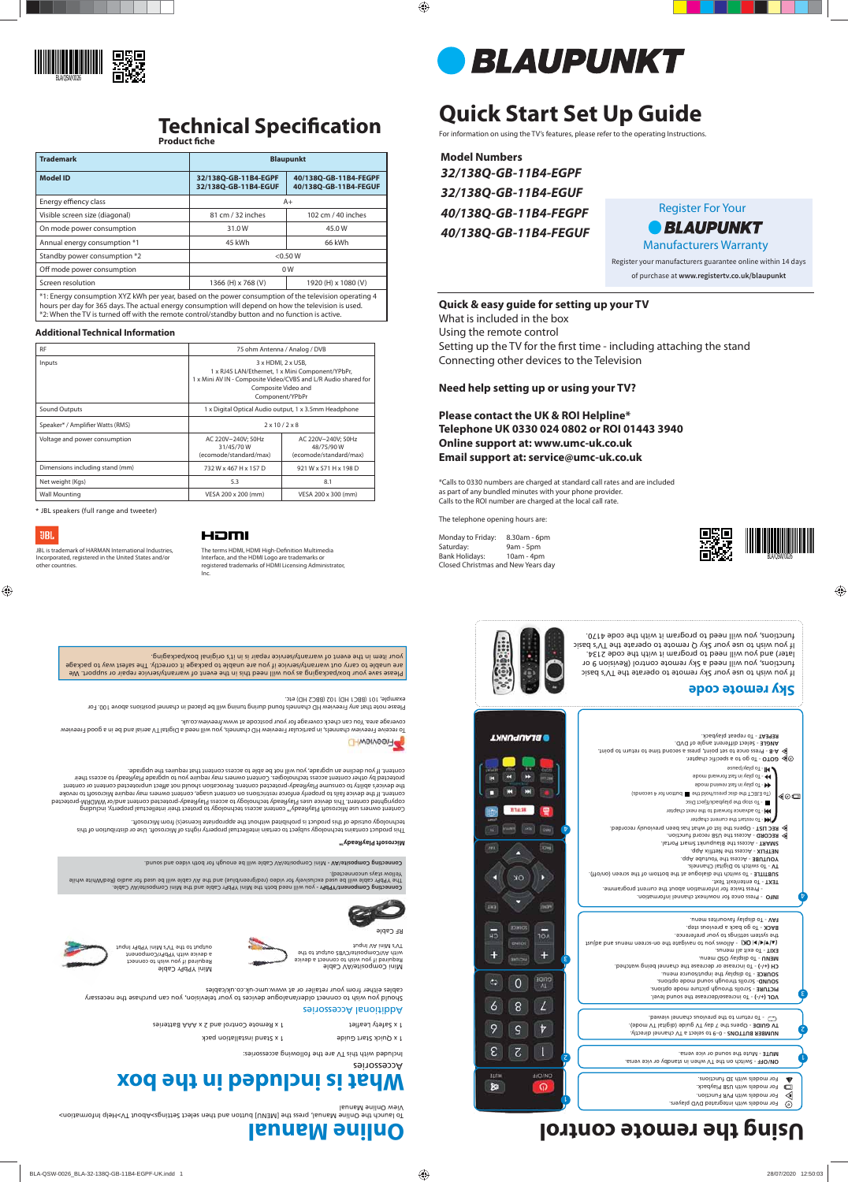# Technical Specification

**Product fiche**

| Trademark | Blaupunkt | |
|---|---|---|
| Model ID | 32/138Q-GB-11B4-EGPF 32/138Q-GB-11B4-EGUF | 40/138Q-GB-11B4-FEGPF 40/138Q-GB-11B4-FEGUF |
| Energy effiency class | A+ | |
| Visible screen size (diagonal) | 81 cm / 32 inches | 102 cm / 40 inches |
| On mode power consumption | 31.0 W | 45.0 W |
| Annual energy consumption *1 | 45 kWh | 66 kWh |
| Standby power consumption *2 | <0.50 W | |
| Off mode power consumption | 0 W | |
| Screen resolution | 1366 (H) x 768 (V) | 1920 (H) x 1080 (V) |

*1: Energy consumption XYZ kWh per year, based on the power consumption of the television operating 4 hours per day for 365 days. The actual energy consumption will depend on how the television is used.
*2: When the TV is turned off with the remote control/standby button and no function is active.

## Additional Technical Information

| RF | 75 ohm Antenna / Analog / DVB | |
|---|---|---|
| Inputs | 3 x HDMI, 2 x USB, 1 x RJ45 LAN/Ethernet, 1 x Mini Component/YPbPr, 1 x Mini AV IN - Composite Video/CVBS and L/R Audio shared for Composite Video and Component/YPbPr | |
| Sound Outputs | 1 x Digital Optical Audio output, 1 x 3.5mm Headphone | |
| Speaker* / Amplifier Watts (RMS) | 2 x 10 / 2 x 8 | |
| Voltage and power consumption | AC 220V~240V; 50Hz 31/45/70 W (ecomode/standard/max) | AC 220V~240V; 50Hz 48/75/90 W (ecomode/standard/max) |
| Dimensions including stand (mm) | 732 W x 467 H x 157 D | 921 W x 571 H x 198 D |
| Net weight (Kgs) | 5.3 | 8.1 |
| Wall Mounting | VESA 200 x 200 (mm) | VESA 200 x 300 (mm) |

* JBL speakers (full range and tweeter)

JBL is trademark of HARMAN International Industries, Incorporated, registered in the United States and/or other countries.

The terms HDMI, HDMI High-Definition Multimedia Interface, and the HDMI Logo are trademarks or registered trademarks of HDMI Licensing Administrator, Inc.

# BLAUPUNKT

# Quick Start Set Up Guide

For information on using the TV's features, please refer to the operating Instructions.

**Model Numbers**

*32/138Q-GB-11B4-EGPF*
*32/138Q-GB-11B4-EGUF*
*40/138Q-GB-11B4-FEGPF*
*40/138Q-GB-11B4-FEGUF*

Register For Your BLAUPUNKT Manufacturers Warranty

Register your manufacturers guarantee online within 14 days of purchase at **www.registertv.co.uk/blaupunkt**

**Quick & easy guide for setting up your TV**
What is included in the box
Using the remote control
Setting up the TV for the first time - including attaching the stand
Connecting other devices to the Television

**Need help setting up or using your TV?**

**Please contact the UK & ROI Helpline***
**Telephone UK 0330 024 0802 or ROI 01443 3940**
**Online support at: www.umc-uk.co.uk**
**Email support at: service@umc-uk.co.uk**

*Calls to 0330 numbers are charged at standard call rates and are included as part of any bundled minutes with your phone provider.
Calls to the ROI number are charged at the local call rate.

The telephone opening hours are:

Monday to Friday: 8.30am - 6pm
Saturday: 9am - 5pm
Bank Holidays: 10am - 4pm
Closed Christmas and New Years day

# Online Manual

View Online Manual
To launch the Online Manual, press the [MENU] button and then select Settings>About TV>Help Information>

# What is included in the box

## Accessories

Included with this TV are the following accessories:

1 x Safety Leaflet
1 x Quick Start Guide
1 x Remote Control & 2 x AAA Batteries
1 x Stand installation pack

## Additional Accessories

Should you wish to connect older/analogue devices to your television, you can purchase the necessary cables either from your retailer or at www.umc-uk.co.uk/cables

Mini Composite/AV Cable – Required if you wish to connect a device with AV/Composite/CVBS output to the TV's Mini AV input

Mini YPbPr Cable – Required if you wish to connect a device with YPbPr/Component output to the TV's Mini YPbPr input

RF Cable

**Connecting Component/YPbPr** - you will need both the Mini YPbPr Cable and the Mini Composite/AV Cable. The YPbPr cable will be used exclusively for video (red/green/blue) and the AV cable will be used for audio (Red/White while Yellow stays unconnected).

**Connecting Composite/AV** - Mini Composite/AV Cable will be enough for both video and sound.

**Microsoft PlayReady™**

This product contains technology subject to certain intellectual property rights of Microsoft. Use or distribution of this technology outside of this product is prohibited without the appropriate license(s) from Microsoft.

Content owners use Microsoft PlayReady™ content access technology to protect their intellectual property, including copyrighted content. This device uses PlayReady technology to access PlayReady-protected content and/or WMDRM-protected content. If the device fails to properly enforce restrictions on content usage, content owners may require Microsoft to revoke the device's ability to consume PlayReady-protected content. Revocation should not affect unprotected content or content protected by other content access technologies. Content owners may require you to upgrade PlayReady to access their content. If you decline an upgrade, you will not be able to access content that requires the upgrade.

**Freeview HD**

To receive Freeview channels, in particular Freeview HD channels, you will need a Digital TV aerial and be in a good Freeview coverage area. You can check coverage for your postcode at www.freeview.co.uk.

Please note that any Freeview HD channels found during tuning will be placed in channel positions above 100. For example, 101 (BBC1 HD) 102 (BBC2 HD) etc.

Please save your box/packaging as you will need this in the event of warranty/service/repair support. We are unable to carry out warranty/service/repair if you are unable to package it correctly. The safest way to package your item in the event of warranty/service/repair is in it's original box/packaging.

# Using the remote control

- For models with integrated DVD players.
- For models with PVR Function.
- For models with USB Playback.
- For models with 3D functions.

**1**
**ON/OFF** - Switch on the TV when in standby or vice versa.
**MUTE** - Mute the sound or vice versa.

**2**
**NUMBER BUTTONS** - 0 to 9 to select a TV channel directly.
**TV GUIDE** - Opens the 7 day TV guide (Digital TV mode).
- To return to the previous channel viewed.

**3**
**VOL (+/-)** - To increase/decrease the sound level.
**PICTURE** - Scrolls through picture mode options.
**SOUND** - Scrolls through sound mode options.
**SOURCE** - To display the input/source menu.
**CH (+/-)** - To increase or decrease the channel being watched.
**MENU** - To display OSD menu.
**EXIT** - To exit all menus.
**(▲/▼/◄/►/ OK)** - Allows you to navigate the on-screen menus and adjust the system settings to your preference.
**BACK** - To go back a previous step.
**FAV** - To display favourites menu.

**4**
**INFO** - Press once for now/next channel information.
- Press twice for information about the current programme.
**TEXT** - To enter/exit Text.
**SUBTITLE** - To switch the dialogue at the bottom of the screen (on/off).
**TV** - To switch to Digital Channels.
**YOUTUBE** - Access the Youtube App.
**NETFLIX** - Access the Netflix App.
**SMART** - Access the Blaupunkt Smart Portal.
**RECORD** - Access the USB record function.
**REC LIST** - Opens the list of what has been previously recorded.
- To restart the current chapter
- To advance forward to the next chapter
- To stop the playback/Eject Disc (To EJECT the disc press/hold the ■ button for 4 seconds)
- To play in fast rewind mode
- To play in fast forward mode
- To play/pause
**GOTO** - To go to a specific chapter.
**A-B** - Press once to set point, press a second time to return to point.
**ANGLE** - Select different angle of DVD.
**REPEAT** - To repeat playback.

# Sky remote code

If you wish to use your Sky remote to operate the TV's basic functions, you will need to program it with the code 4170.
If you wish to use your Sky Q remote to operate the TV's basic functions, you will need to program it with the code 2134.
If you wish to use your Sky remote control (Revision 9 or later) and you will need to program it with the code 2134.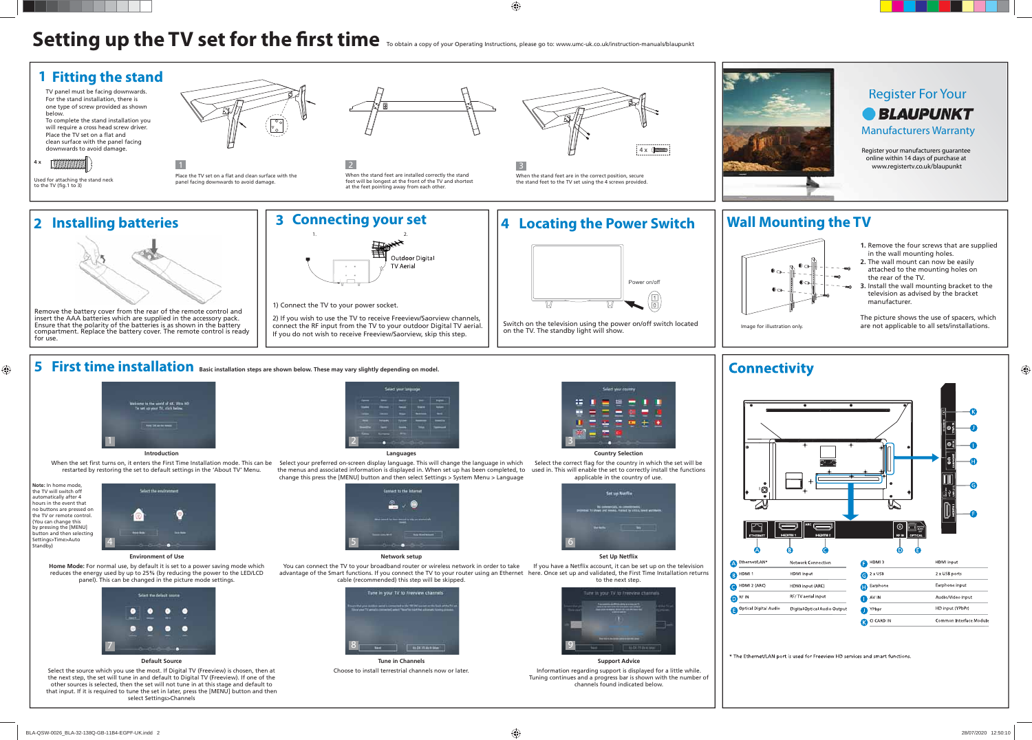# Setting up the TV set for the first time

To obtain a copy of your Operating Instructions, please go to: www.umc-uk.co.uk/instruction-manuals/blaupunkt

## 1 Fitting the stand

TV panel must be facing downwards. For the stand installation, there is one type of screw provided as shown below.
To complete the stand installation you will require a cross head screw driver.
Place the TV set on a flat and clean surface with the panel facing downwards to avoid damage.

4 x

Used for attaching the stand neck to the TV (fig.1 to 3)

1 Place the TV set on a flat and clean surface with the panel facing downwards to avoid damage.

2 When the stand feet are installed correctly the stand feet will be longest at the front of the TV and shortest at the feet pointing away from each other.

3 When the stand feet are in the correct position, secure the stand feet to the TV set using the 4 screws provided.

4 x

## Register For Your BLAUPUNKT Manufacturers Warranty

Register your manufacturers guarantee online within 14 days of purchase at www.registertv.co.uk/blaupunkt

## 2 Installing batteries

Remove the battery cover from the rear of the remote control and insert the AAA batteries which are supplied in the accessory pack. Ensure that the polarity of the batteries is as shown in the battery compartment. Replace the battery cover. The remote control is ready for use.

## 3 Connecting your set

1. 2.

Outdoor Digital TV Aerial

1) Connect the TV to your power socket.

2) If you wish to use the TV to receive Freeview/Saorview channels, connect the RF input from the TV to your outdoor Digital TV aerial. If you do not wish to receive Freeview/Saorview, skip this step.

## 4 Locating the Power Switch

Power on/off

Switch on the television using the power on/off switch located on the TV. The standby light will show.

## Wall Mounting the TV

1. Remove the four screws that are supplied in the wall mounting holes.
2. The wall mount can now be easily attached to the mounting holes on the rear of the TV.
3. Install the wall mounting bracket to the television as advised by the bracket manufacturer.

The picture shows the use of spacers, which are not applicable to all sets/installations.

Image for illustration only.

## 5 First time installation

Basic installation steps are shown below. These may vary slightly depending on model.

**1 Introduction**

When the set first turns on, it enters the First Time Installation mode. This can be restarted by restoring the set to default settings in the 'About TV' Menu.

**2 Languages**

Select your preferred on-screen display language. This will change the language in which the menus and associated information is displayed in. When set up has been completed, to change this press the [MENU] button and then select Settings > System Menu > Language

**3 Country Selection**

Select the correct flag for the country in which the set will be used in. This will enable the set to correctly install the functions applicable in the country of use.

**Note:** In home mode, the TV will switch off automatically after 4 hours in the event that no buttons are pressed on the TV or remote control. (You can change this by pressing the [MENU] button and then selecting Settings>Time>Auto Standby)

**4 Environment of Use**

**Home Mode:** For normal use, by default it is set to a power saving mode which reduces the energy used by up to 25% (by reducing the power to the LED/LCD panel). This can be changed in the picture mode settings.

**5 Network setup**

You can connect the TV to your broadband router or wireless network in order to take advantage of the Smart functions. If you connect the TV to your router using an Ethernet cable (recommended) this step will be skipped.

**6 Set Up Netflix**

If you have a Netflix account, it can be set up on the television here. Once set up and validated, the First Time Installation returns to the next step.

**7 Default Source**

Select the source which you use the most. If Digital TV (Freeview) is chosen, then at the next step, the set will tune in and default to Digital TV (Freeview). If one of the other sources is selected, then the set will not tune in at this stage and default to that input. If it is required to tune the set in later, press the [MENU] button and then select Settings>Channels

**8 Tune in Channels**

Choose to install terrestrial channels now or later.

**9 Support Advice**

Information regarding support is displayed for a little while. Tuning continues and a progress bar is shown with the number of channels found indicated below.

## Connectivity

| | | | | | |
|---|---|---|---|---|---|
| A | Ethernet/LAN* | Network Connection | F | HDMI 3 | HDMI input |
| B | HDMI 1 | HDMI input | G | 2 x USB | 2 x USB ports |
| C | HDMI 2 (ARC) | HDMI input (ARC) | H | Earphone | Earphone input |
| D | RF IN | RF/ TV aerial input | I | AV IN | Audio/Video input |
| E | Optical Digital Audio | Digital Optical Audio Output | J | YPbPr | HD input (YPbPr) |
| | | | K | CI CARD IN | Common Interface Module |

* The Ethernet/LAN port is used for Freeview HD services and smart functions.